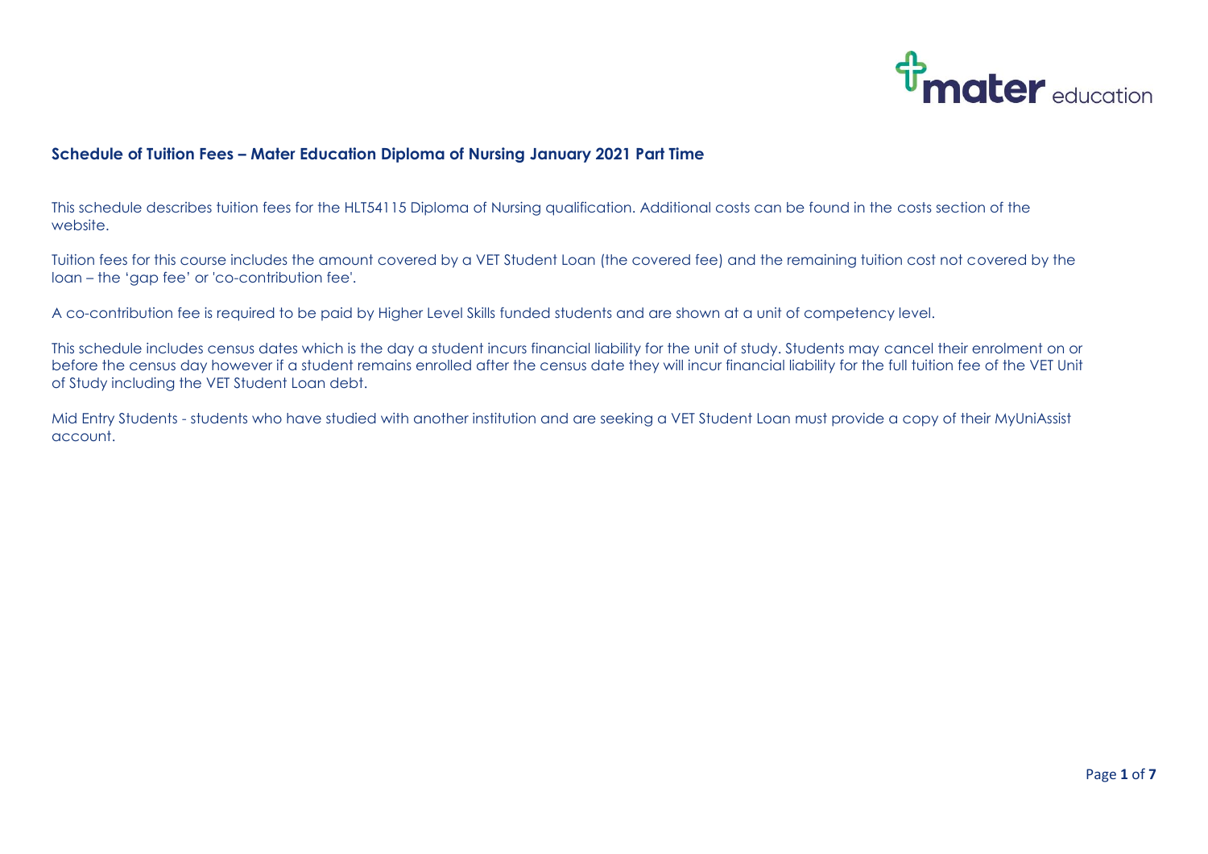## Schedule of Tuition Fees – Mater Education Diploma of Nursing January 2021 Part Time

This schedule describes tuition fees for the HLT54115 Diploma of Nursing qualification. Additional costs can be found in the costs section of the website.

Tuition fees for this course includes the amount covered by a VET Student Loan (the covered fee) and the remaining tuition cost not covered by the loan – the 'gap fee' or 'co-contribution fee'.

A co-contribution fee is required to be paid by Higher Level Skills funded students and are shown at a unit of competency level.

This schedule includes census dates which is the day a student incurs financial liability for the unit of study. Students may cancel their enrolment on or before the census day however if a student remains enrolled after the census date they will incur financial liability for the full tuition fee of the VET Unit of Study including the VET Student Loan debt.

Mid Entry Students - students who have studied with another institution and are seeking a VET Student Loan must provide a copy of their MyUniAssist account.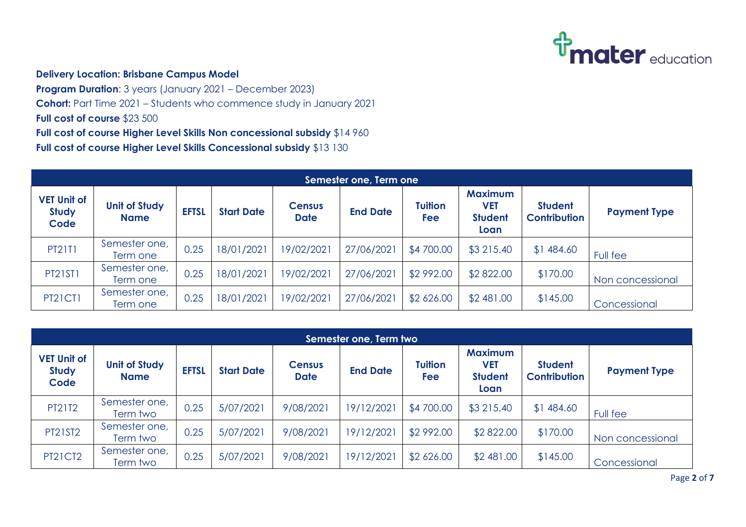**Delivery Location: Brisbane Campus Model**

**Program Duration**: 3 years (January 2021 – December 2023)

**Cohort:** Part Time 2021 – Students who commence study in January 2021

**Full cost of course** $23 500

**Full cost of course Higher Level Skills Non concessional subsidy** $14 960

**Full cost of course Higher Level Skills Concessional subsidy** $13 130

| Semester one, Term one | | | | | | | | | |
|---|---|---|---|---|---|---|---|---|---|
| **VET Unit of Study Code** | **Unit of Study Name** | **EFTSL** | **Start Date** | **Census Date** | **End Date** | **Tuition Fee** | **Maximum VET Student Loan** | **Student Contribution** | **Payment Type** |
| PT21T1 | Semester one, Term one | 0.25 | 18/01/2021 | 19/02/2021 | 27/06/2021 | $4 700.00 | $3 215.40 | $1 484.60 | Full fee |
| PT21ST1 | Semester one, Term one | 0.25 | 18/01/2021 | 19/02/2021 | 27/06/2021 | $2 992.00 | $2 822.00 | $170.00 | Non concessional |
| PT21CT1 | Semester one, Term one | 0.25 | 18/01/2021 | 19/02/2021 | 27/06/2021 | $2 626.00 | $2 481.00 | $145.00 | Concessional |

| Semester one, Term two | | | | | | | | | |
|---|---|---|---|---|---|---|---|---|---|
| **VET Unit of Study Code** | **Unit of Study Name** | **EFTSL** | **Start Date** | **Census Date** | **End Date** | **Tuition Fee** | **Maximum VET Student Loan** | **Student Contribution** | **Payment Type** |
| PT21T2 | Semester one, Term two | 0.25 | 5/07/2021 | 9/08/2021 | 19/12/2021 | $4 700.00 | $3 215.40 | $1 484.60 | Full fee |
| PT21ST2 | Semester one, Term two | 0.25 | 5/07/2021 | 9/08/2021 | 19/12/2021 | $2 992.00 | $2 822.00 | $170.00 | Non concessional |
| PT21CT2 | Semester one, Term two | 0.25 | 5/07/2021 | 9/08/2021 | 19/12/2021 | $2 626.00 | $2 481.00 | $145.00 | Concessional |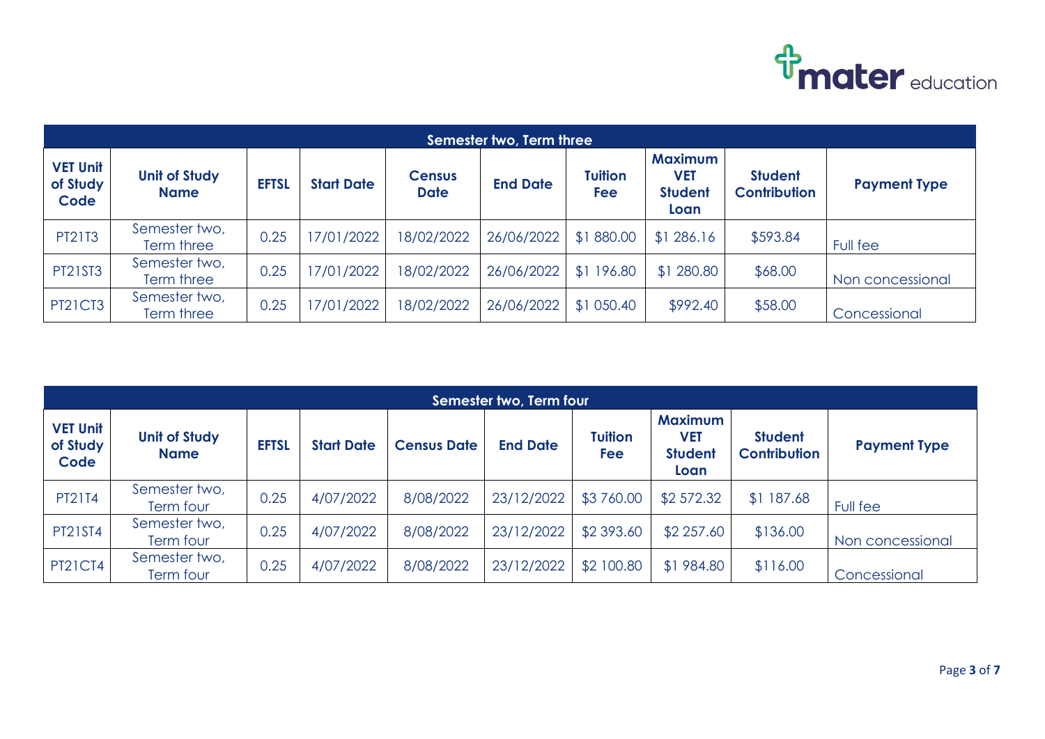| Semester two, Term three | | | | | | | | | |
|---|---|---|---|---|---|---|---|---|---|
| **VET Unit of Study Code** | **Unit of Study Name** | **EFTSL** | **Start Date** | **Census Date** | **End Date** | **Tuition Fee** | **Maximum VET Student Loan** | **Student Contribution** | **Payment Type** |
| PT21T3 | Semester two, Term three | 0.25 | 17/01/2022 | 18/02/2022 | 26/06/2022 | $1 880.00 | $1 286.16 | $593.84 | Full fee |
| PT21ST3 | Semester two, Term three | 0.25 | 17/01/2022 | 18/02/2022 | 26/06/2022 | $1 196.80 | $1 280.80 | $68.00 | Non concessional |
| PT21CT3 | Semester two, Term three | 0.25 | 17/01/2022 | 18/02/2022 | 26/06/2022 | $1 050.40 | $992.40 | $58.00 | Concessional |

| Semester two, Term four | | | | | | | | | |
|---|---|---|---|---|---|---|---|---|---|
| **VET Unit of Study Code** | **Unit of Study Name** | **EFTSL** | **Start Date** | **Census Date** | **End Date** | **Tuition Fee** | **Maximum VET Student Loan** | **Student Contribution** | **Payment Type** |
| PT21T4 | Semester two, Term four | 0.25 | 4/07/2022 | 8/08/2022 | 23/12/2022 | $3 760.00 | $2 572.32 | $1 187.68 | Full fee |
| PT21ST4 | Semester two, Term four | 0.25 | 4/07/2022 | 8/08/2022 | 23/12/2022 | $2 393.60 | $2 257.60 | $136.00 | Non concessional |
| PT21CT4 | Semester two, Term four | 0.25 | 4/07/2022 | 8/08/2022 | 23/12/2022 | $2 100.80 | $1 984.80 | $116.00 | Concessional |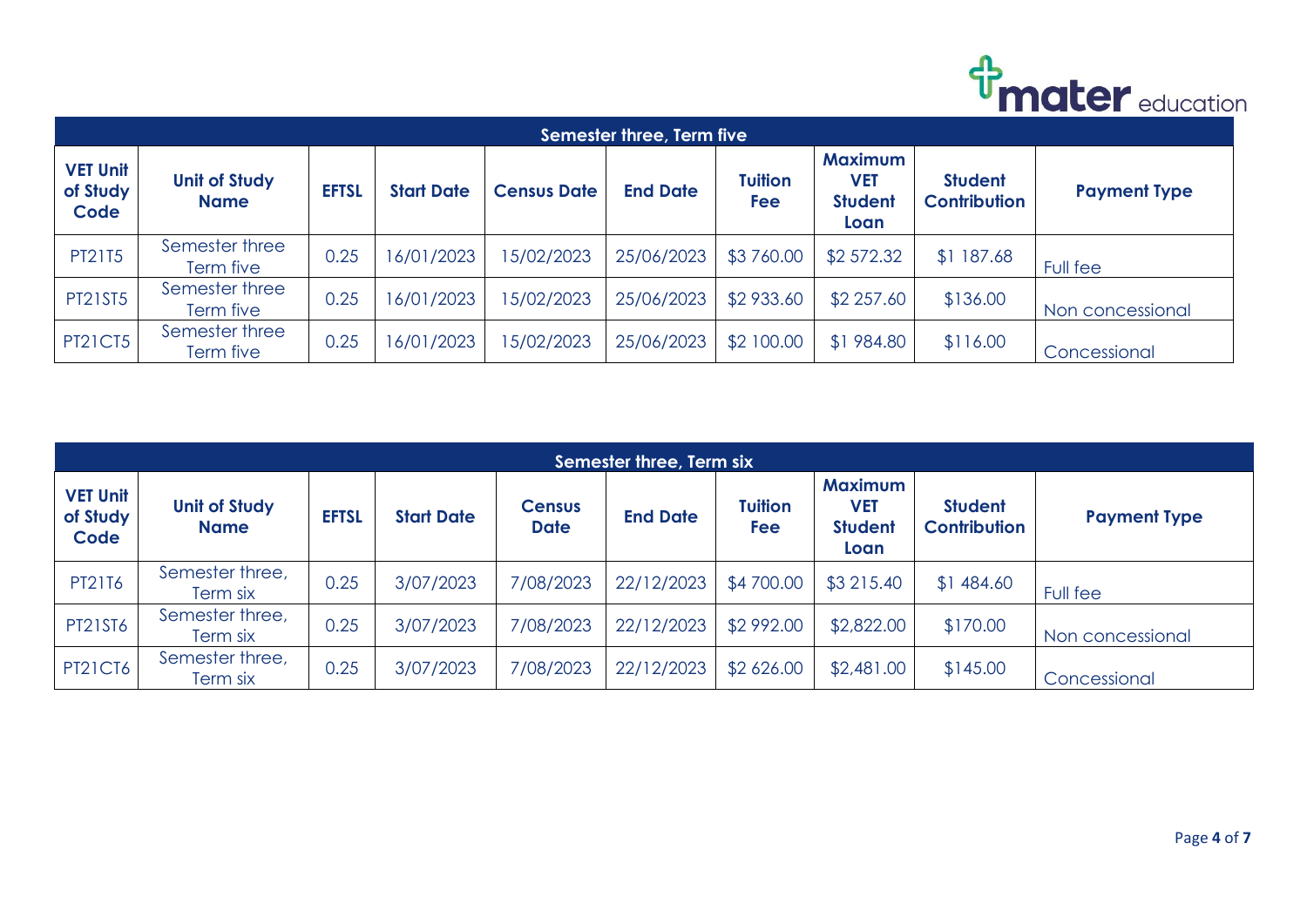| Semester three, Term five | | | | | | | | | |
|---|---|---|---|---|---|---|---|---|---|
| **VET Unit of Study Code** | **Unit of Study Name** | **EFTSL** | **Start Date** | **Census Date** | **End Date** | **Tuition Fee** | **Maximum VET Student Loan** | **Student Contribution** | **Payment Type** |
| PT21T5 | Semester three Term five | 0.25 | 16/01/2023 | 15/02/2023 | 25/06/2023 | $3 760.00 | $2 572.32 | $1 187.68 | Full fee |
| PT21ST5 | Semester three Term five | 0.25 | 16/01/2023 | 15/02/2023 | 25/06/2023 | $2 933.60 | $2 257.60 | $136.00 | Non concessional |
| PT21CT5 | Semester three Term five | 0.25 | 16/01/2023 | 15/02/2023 | 25/06/2023 | $2 100.00 | $1 984.80 | $116.00 | Concessional |

| Semester three, Term six | | | | | | | | | |
|---|---|---|---|---|---|---|---|---|---|
| **VET Unit of Study Code** | **Unit of Study Name** | **EFTSL** | **Start Date** | **Census Date** | **End Date** | **Tuition Fee** | **Maximum VET Student Loan** | **Student Contribution** | **Payment Type** |
| PT21T6 | Semester three, Term six | 0.25 | 3/07/2023 | 7/08/2023 | 22/12/2023 | $4 700.00 | $3 215.40 | $1 484.60 | Full fee |
| PT21ST6 | Semester three, Term six | 0.25 | 3/07/2023 | 7/08/2023 | 22/12/2023 | $2 992.00 | $2,822.00 | $170.00 | Non concessional |
| PT21CT6 | Semester three, Term six | 0.25 | 3/07/2023 | 7/08/2023 | 22/12/2023 | $2 626.00 | $2,481.00 | $145.00 | Concessional |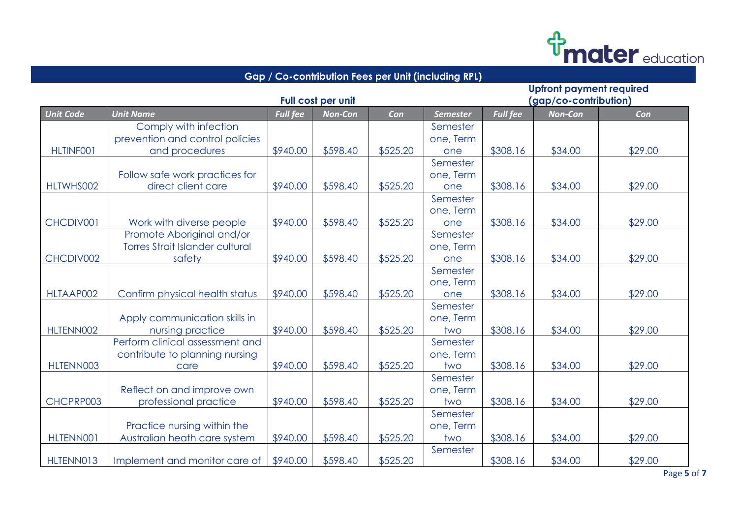## Gap / Co-contribution Fees per Unit (including RPL)

| | | Full cost per unit | | | | Upfront payment required (gap/co-contribution) | | |
|---|---|---|---|---|---|---|---|---|
| *Unit Code* | *Unit Name* | *Full fee* | *Non-Con* | *Con* | *Semester* | *Full fee* | *Non-Con* | *Con* |
| HLTINF001 | Comply with infection prevention and control policies and procedures | $940.00 | $598.40 | $525.20 | Semester one, Term one | $308.16 | $34.00 | $29.00 |
| HLTWHS002 | Follow safe work practices for direct client care | $940.00 | $598.40 | $525.20 | Semester one, Term one | $308.16 | $34.00 | $29.00 |
| CHCDIV001 | Work with diverse people | $940.00 | $598.40 | $525.20 | Semester one, Term one | $308.16 | $34.00 | $29.00 |
| CHCDIV002 | Promote Aboriginal and/or Torres Strait Islander cultural safety | $940.00 | $598.40 | $525.20 | Semester one, Term one | $308.16 | $34.00 | $29.00 |
| HLTAAP002 | Confirm physical health status | $940.00 | $598.40 | $525.20 | Semester one, Term one | $308.16 | $34.00 | $29.00 |
| HLTENN002 | Apply communication skills in nursing practice | $940.00 | $598.40 | $525.20 | Semester one, Term two | $308.16 | $34.00 | $29.00 |
| HLTENN003 | Perform clinical assessment and contribute to planning nursing care | $940.00 | $598.40 | $525.20 | Semester one, Term two | $308.16 | $34.00 | $29.00 |
| CHCPRP003 | Reflect on and improve own professional practice | $940.00 | $598.40 | $525.20 | Semester one, Term two | $308.16 | $34.00 | $29.00 |
| HLTENN001 | Practice nursing within the Australian heath care system | $940.00 | $598.40 | $525.20 | Semester one, Term two | $308.16 | $34.00 | $29.00 |
| HLTENN013 | Implement and monitor care of | $940.00 | $598.40 | $525.20 | Semester | $308.16 | $34.00 | $29.00 |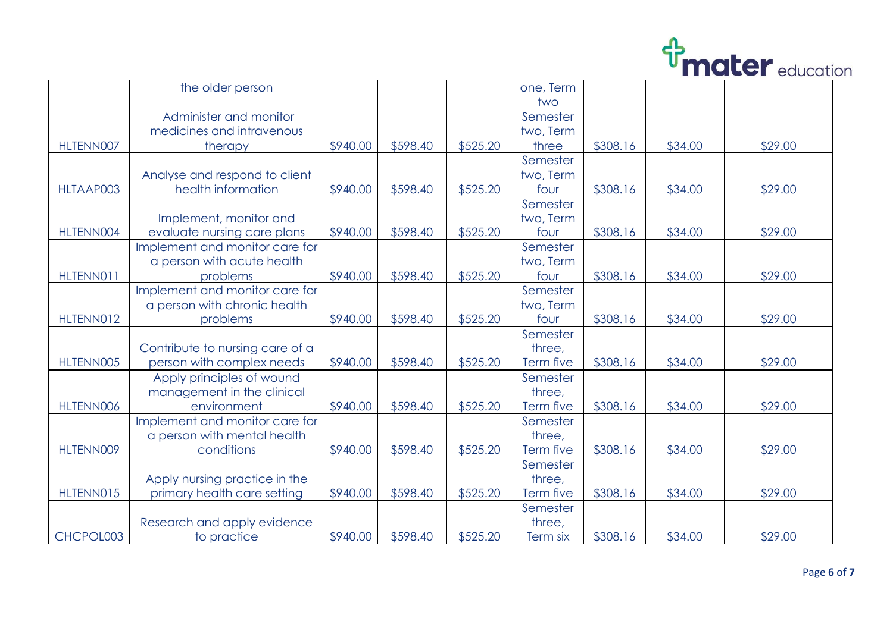| | | | | | | | | |
|---|---|---|---|---|---|---|---|---|
| | the older person | | | | one, Term two | | | |
| HLTENN007 | Administer and monitor medicines and intravenous therapy | $940.00 | $598.40 | $525.20 | Semester two, Term three | $308.16 | $34.00 | $29.00 |
| HLTAAP003 | Analyse and respond to client health information | $940.00 | $598.40 | $525.20 | Semester two, Term four | $308.16 | $34.00 | $29.00 |
| HLTENN004 | Implement, monitor and evaluate nursing care plans | $940.00 | $598.40 | $525.20 | Semester two, Term four | $308.16 | $34.00 | $29.00 |
| HLTENN011 | Implement and monitor care for a person with acute health problems | $940.00 | $598.40 | $525.20 | Semester two, Term four | $308.16 | $34.00 | $29.00 |
| HLTENN012 | Implement and monitor care for a person with chronic health problems | $940.00 | $598.40 | $525.20 | Semester two, Term four | $308.16 | $34.00 | $29.00 |
| HLTENN005 | Contribute to nursing care of a person with complex needs | $940.00 | $598.40 | $525.20 | Semester three, Term five | $308.16 | $34.00 | $29.00 |
| HLTENN006 | Apply principles of wound management in the clinical environment | $940.00 | $598.40 | $525.20 | Semester three, Term five | $308.16 | $34.00 | $29.00 |
| HLTENN009 | Implement and monitor care for a person with mental health conditions | $940.00 | $598.40 | $525.20 | Semester three, Term five | $308.16 | $34.00 | $29.00 |
| HLTENN015 | Apply nursing practice in the primary health care setting | $940.00 | $598.40 | $525.20 | Semester three, Term five | $308.16 | $34.00 | $29.00 |
| CHCPOL003 | Research and apply evidence to practice | $940.00 | $598.40 | $525.20 | Semester three, Term six | $308.16 | $34.00 | $29.00 |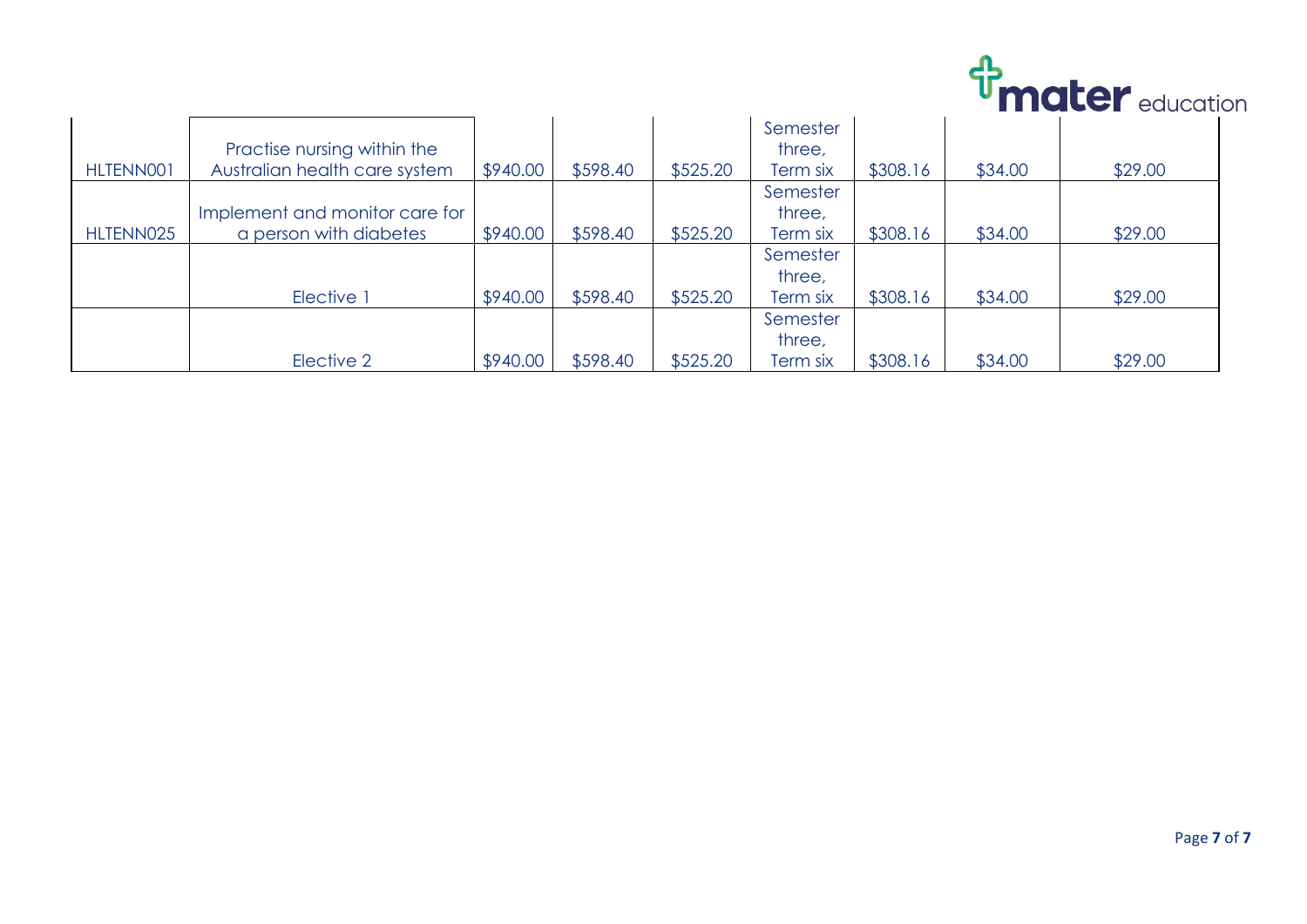| | | | | | | | | |
|---|---|---|---|---|---|---|---|---|
| HLTENN001 | Practise nursing within the Australian health care system | $940.00 | $598.40 | $525.20 | Semester three, Term six | $308.16 | $34.00 | $29.00 |
| HLTENN025 | Implement and monitor care for a person with diabetes | $940.00 | $598.40 | $525.20 | Semester three, Term six | $308.16 | $34.00 | $29.00 |
| | Elective 1 | $940.00 | $598.40 | $525.20 | Semester three, Term six | $308.16 | $34.00 | $29.00 |
| | Elective 2 | $940.00 | $598.40 | $525.20 | Semester three, Term six | $308.16 | $34.00 | $29.00 |